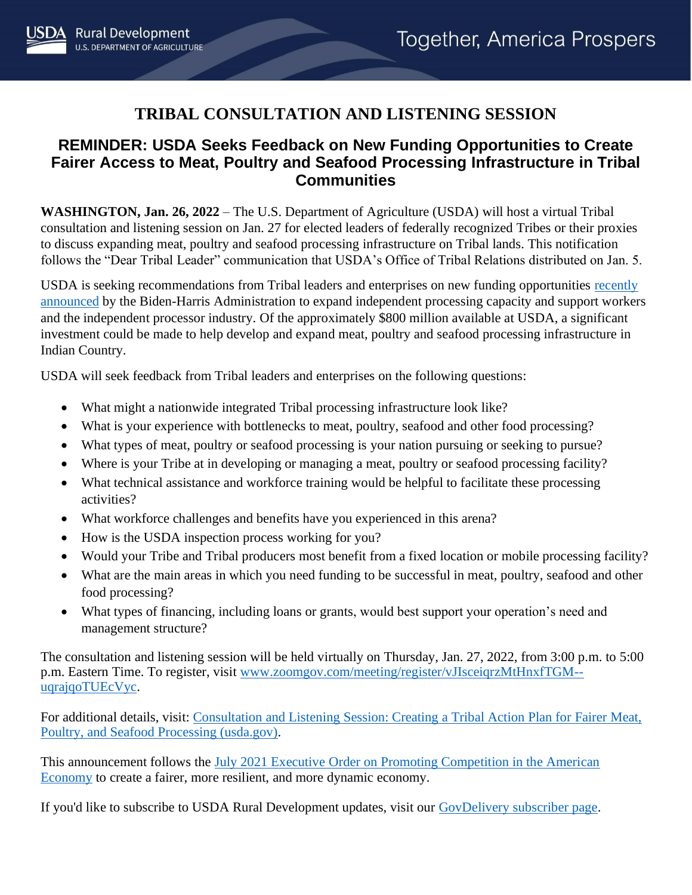# TRIBAL CONSULTATION AND LISTENING SESSION

## REMINDER: USDA Seeks Feedback on New Funding Opportunities to Create Fairer Access to Meat, Poultry and Seafood Processing Infrastructure in Tribal Communities

**WASHINGTON, Jan. 26, 2022** – The U.S. Department of Agriculture (USDA) will host a virtual Tribal consultation and listening session on Jan. 27 for elected leaders of federally recognized Tribes or their proxies to discuss expanding meat, poultry and seafood processing infrastructure on Tribal lands. This notification follows the "Dear Tribal Leader" communication that USDA's Office of Tribal Relations distributed on Jan. 5.

USDA is seeking recommendations from Tribal leaders and enterprises on new funding opportunities recently announced by the Biden-Harris Administration to expand independent processing capacity and support workers and the independent processor industry. Of the approximately $800 million available at USDA, a significant investment could be made to help develop and expand meat, poultry and seafood processing infrastructure in Indian Country.

USDA will seek feedback from Tribal leaders and enterprises on the following questions:

- What might a nationwide integrated Tribal processing infrastructure look like?
- What is your experience with bottlenecks to meat, poultry, seafood and other food processing?
- What types of meat, poultry or seafood processing is your nation pursuing or seeking to pursue?
- Where is your Tribe at in developing or managing a meat, poultry or seafood processing facility?
- What technical assistance and workforce training would be helpful to facilitate these processing activities?
- What workforce challenges and benefits have you experienced in this arena?
- How is the USDA inspection process working for you?
- Would your Tribe and Tribal producers most benefit from a fixed location or mobile processing facility?
- What are the main areas in which you need funding to be successful in meat, poultry, seafood and other food processing?
- What types of financing, including loans or grants, would best support your operation's need and management structure?

The consultation and listening session will be held virtually on Thursday, Jan. 27, 2022, from 3:00 p.m. to 5:00 p.m. Eastern Time. To register, visit www.zoomgov.com/meeting/register/vJIsceiqrzMtHnxfTGM--uqrajqoTUEcVyc.

For additional details, visit: Consultation and Listening Session: Creating a Tribal Action Plan for Fairer Meat, Poultry, and Seafood Processing (usda.gov).

This announcement follows the July 2021 Executive Order on Promoting Competition in the American Economy to create a fairer, more resilient, and more dynamic economy.

If you'd like to subscribe to USDA Rural Development updates, visit our GovDelivery subscriber page.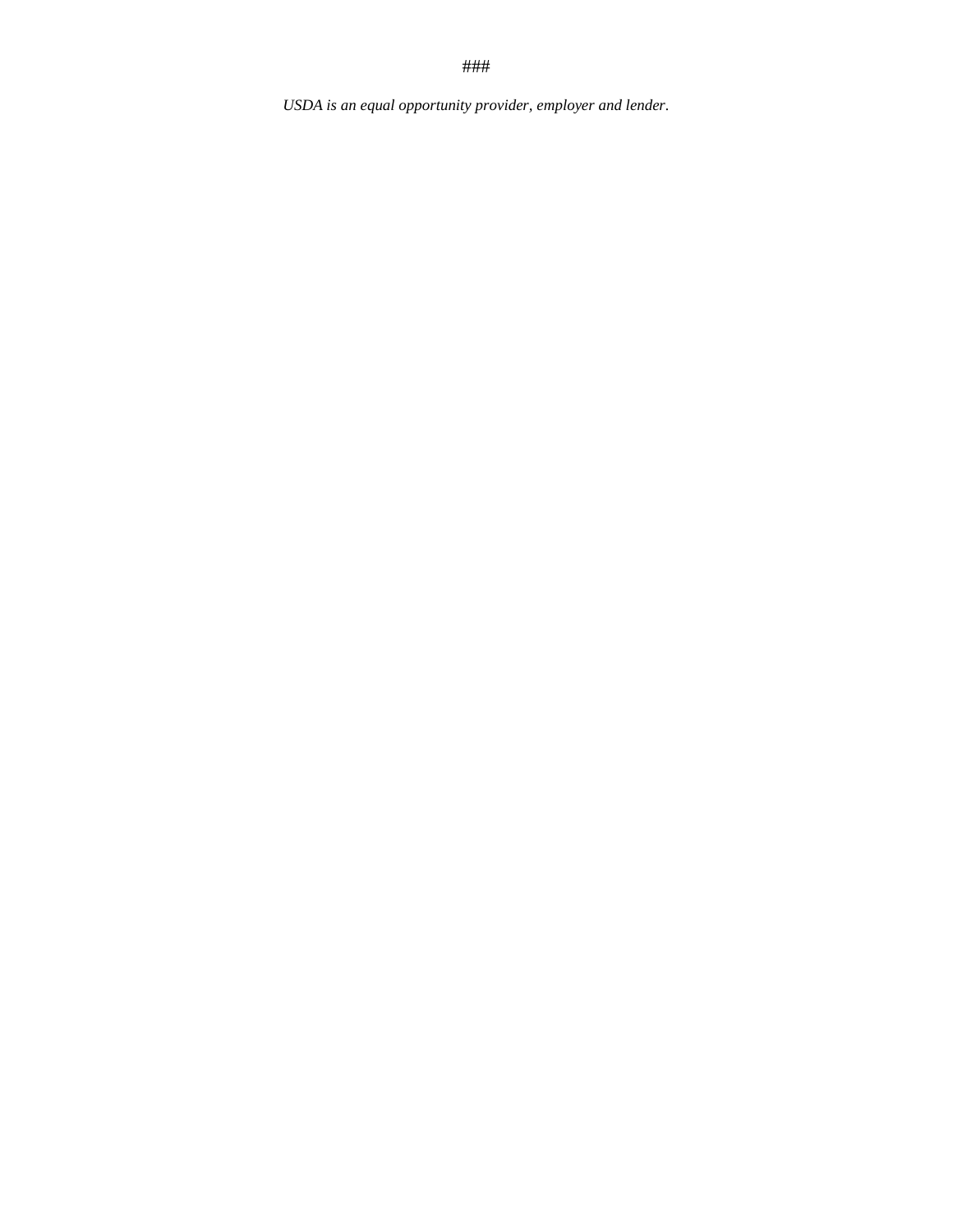###

*USDA is an equal opportunity provider, employer and lender.*